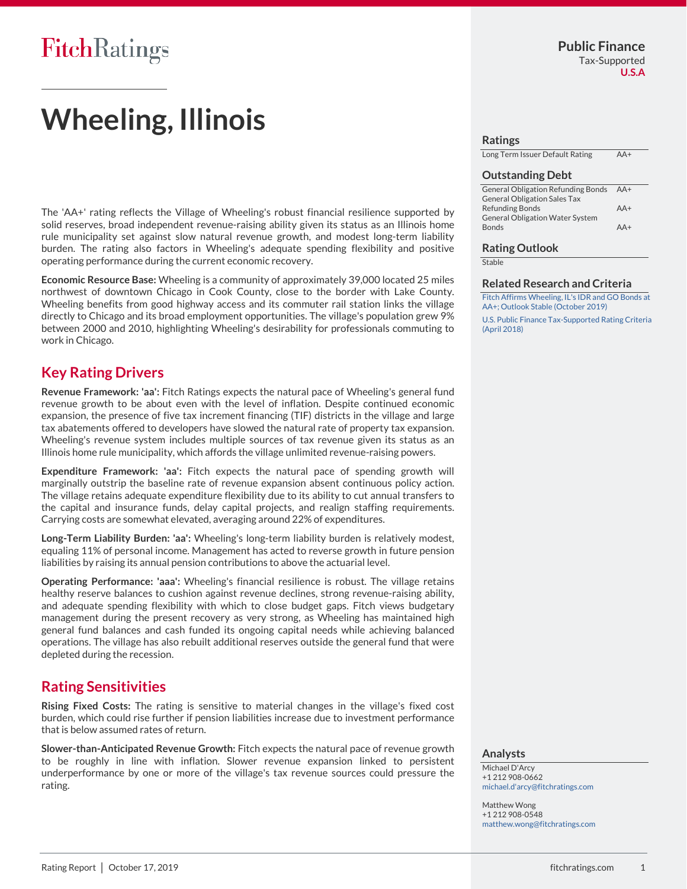FitchRatings

Public Finance
Tax-Supported
U.S.A

# Wheeling, Illinois

The 'AA+' rating reflects the Village of Wheeling's robust financial resilience supported by solid reserves, broad independent revenue-raising ability given its status as an Illinois home rule municipality set against slow natural revenue growth, and modest long-term liability burden. The rating also factors in Wheeling's adequate spending flexibility and positive operating performance during the current economic recovery.

**Economic Resource Base:** Wheeling is a community of approximately 39,000 located 25 miles northwest of downtown Chicago in Cook County, close to the border with Lake County. Wheeling benefits from good highway access and its commuter rail station links the village directly to Chicago and its broad employment opportunities. The village's population grew 9% between 2000 and 2010, highlighting Wheeling's desirability for professionals commuting to work in Chicago.

## Key Rating Drivers

**Revenue Framework: 'aa':** Fitch Ratings expects the natural pace of Wheeling's general fund revenue growth to be about even with the level of inflation. Despite continued economic expansion, the presence of five tax increment financing (TIF) districts in the village and large tax abatements offered to developers have slowed the natural rate of property tax expansion. Wheeling's revenue system includes multiple sources of tax revenue given its status as an Illinois home rule municipality, which affords the village unlimited revenue-raising powers.

**Expenditure Framework: 'aa':** Fitch expects the natural pace of spending growth will marginally outstrip the baseline rate of revenue expansion absent continuous policy action. The village retains adequate expenditure flexibility due to its ability to cut annual transfers to the capital and insurance funds, delay capital projects, and realign staffing requirements. Carrying costs are somewhat elevated, averaging around 22% of expenditures.

**Long-Term Liability Burden: 'aa':** Wheeling's long-term liability burden is relatively modest, equaling 11% of personal income. Management has acted to reverse growth in future pension liabilities by raising its annual pension contributions to above the actuarial level.

**Operating Performance: 'aaa':** Wheeling's financial resilience is robust. The village retains healthy reserve balances to cushion against revenue declines, strong revenue-raising ability, and adequate spending flexibility with which to close budget gaps. Fitch views budgetary management during the present recovery as very strong, as Wheeling has maintained high general fund balances and cash funded its ongoing capital needs while achieving balanced operations. The village has also rebuilt additional reserves outside the general fund that were depleted during the recession.

## Rating Sensitivities

**Rising Fixed Costs:** The rating is sensitive to material changes in the village's fixed cost burden, which could rise further if pension liabilities increase due to investment performance that is below assumed rates of return.

**Slower-than-Anticipated Revenue Growth:** Fitch expects the natural pace of revenue growth to be roughly in line with inflation. Slower revenue expansion linked to persistent underperformance by one or more of the village's tax revenue sources could pressure the rating.

### Ratings

| | |
|---|---|
| Long Term Issuer Default Rating | AA+ |

### Outstanding Debt

| | |
|---|---|
| General Obligation Refunding Bonds | AA+ |
| General Obligation Sales Tax Refunding Bonds | AA+ |
| General Obligation Water System Bonds | AA+ |

### Rating Outlook

Stable

### Related Research and Criteria

Fitch Affirms Wheeling, IL's IDR and GO Bonds at AA+; Outlook Stable (October 2019)

U.S. Public Finance Tax-Supported Rating Criteria (April 2018)

### Analysts

Michael D'Arcy
+1 212 908-0662
michael.d'arcy@fitchratings.com

Matthew Wong
+1 212 908-0548
matthew.wong@fitchratings.com

Rating Report │ October 17, 2019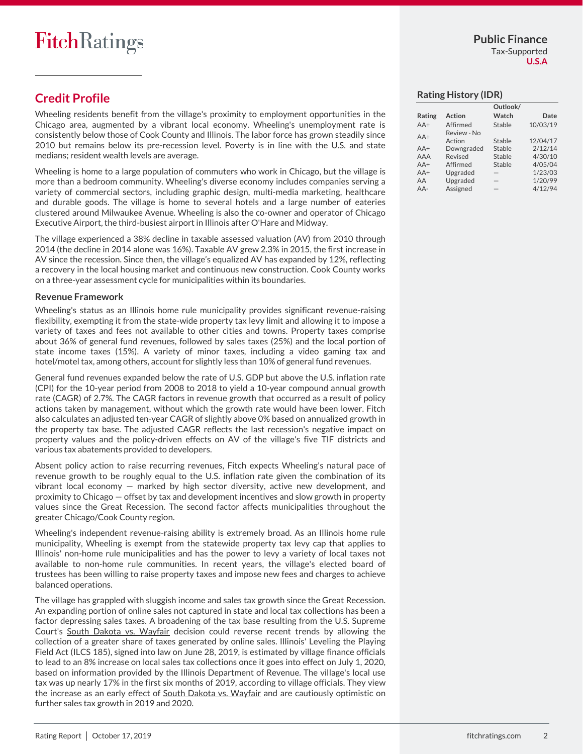## Credit Profile

Wheeling residents benefit from the village's proximity to employment opportunities in the Chicago area, augmented by a vibrant local economy. Wheeling's unemployment rate is consistently below those of Cook County and Illinois. The labor force has grown steadily since 2010 but remains below its pre-recession level. Poverty is in line with the U.S. and state medians; resident wealth levels are average.

Wheeling is home to a large population of commuters who work in Chicago, but the village is more than a bedroom community. Wheeling's diverse economy includes companies serving a variety of commercial sectors, including graphic design, multi-media marketing, healthcare and durable goods. The village is home to several hotels and a large number of eateries clustered around Milwaukee Avenue. Wheeling is also the co-owner and operator of Chicago Executive Airport, the third-busiest airport in Illinois after O'Hare and Midway.

The village experienced a 38% decline in taxable assessed valuation (AV) from 2010 through 2014 (the decline in 2014 alone was 16%). Taxable AV grew 2.3% in 2015, the first increase in AV since the recession. Since then, the village's equalized AV has expanded by 12%, reflecting a recovery in the local housing market and continuous new construction. Cook County works on a three-year assessment cycle for municipalities within its boundaries.

### Revenue Framework

Wheeling's status as an Illinois home rule municipality provides significant revenue-raising flexibility, exempting it from the state-wide property tax levy limit and allowing it to impose a variety of taxes and fees not available to other cities and towns. Property taxes comprise about 36% of general fund revenues, followed by sales taxes (25%) and the local portion of state income taxes (15%). A variety of minor taxes, including a video gaming tax and hotel/motel tax, among others, account for slightly less than 10% of general fund revenues.

General fund revenues expanded below the rate of U.S. GDP but above the U.S. inflation rate (CPI) for the 10-year period from 2008 to 2018 to yield a 10-year compound annual growth rate (CAGR) of 2.7%. The CAGR factors in revenue growth that occurred as a result of policy actions taken by management, without which the growth rate would have been lower. Fitch also calculates an adjusted ten-year CAGR of slightly above 0% based on annualized growth in the property tax base. The adjusted CAGR reflects the last recession's negative impact on property values and the policy-driven effects on AV of the village's five TIF districts and various tax abatements provided to developers.

Absent policy action to raise recurring revenues, Fitch expects Wheeling's natural pace of revenue growth to be roughly equal to the U.S. inflation rate given the combination of its vibrant local economy — marked by high sector diversity, active new development, and proximity to Chicago — offset by tax and development incentives and slow growth in property values since the Great Recession. The second factor affects municipalities throughout the greater Chicago/Cook County region.

Wheeling's independent revenue-raising ability is extremely broad. As an Illinois home rule municipality, Wheeling is exempt from the statewide property tax levy cap that applies to Illinois' non-home rule municipalities and has the power to levy a variety of local taxes not available to non-home rule communities. In recent years, the village's elected board of trustees has been willing to raise property taxes and impose new fees and charges to achieve balanced operations.

The village has grappled with sluggish income and sales tax growth since the Great Recession. An expanding portion of online sales not captured in state and local tax collections has been a factor depressing sales taxes. A broadening of the tax base resulting from the U.S. Supreme Court's South Dakota vs. Wayfair decision could reverse recent trends by allowing the collection of a greater share of taxes generated by online sales. Illinois' Leveling the Playing Field Act (ILCS 185), signed into law on June 28, 2019, is estimated by village finance officials to lead to an 8% increase on local sales tax collections once it goes into effect on July 1, 2020, based on information provided by the Illinois Department of Revenue. The village's local use tax was up nearly 17% in the first six months of 2019, according to village officials. They view the increase as an early effect of South Dakota vs. Wayfair and are cautiously optimistic on further sales tax growth in 2019 and 2020.

## Rating History (IDR)

| Rating | Action | Outlook/ Watch | Date |
|---|---|---|---|
| AA+ | Affirmed | Stable | 10/03/19 |
| AA+ | Review - No Action | Stable | 12/04/17 |
| AA+ | Downgraded | Stable | 2/12/14 |
| AAA | Revised | Stable | 4/30/10 |
| AA+ | Affirmed | Stable | 4/05/04 |
| AA+ | Upgraded | — | 1/23/03 |
| AA | Upgraded | — | 1/20/99 |
| AA- | Assigned | — | 4/12/94 |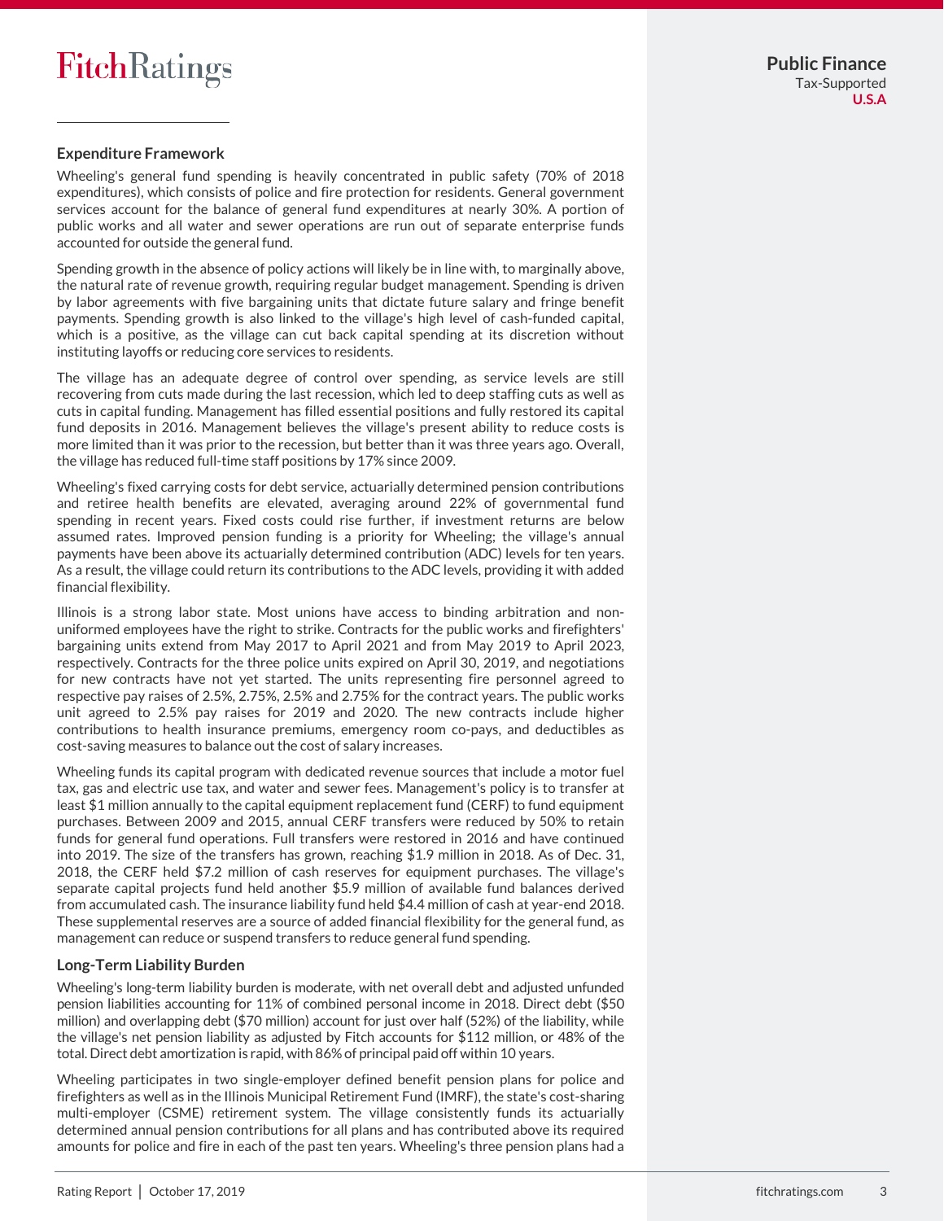## Expenditure Framework

Wheeling's general fund spending is heavily concentrated in public safety (70% of 2018 expenditures), which consists of police and fire protection for residents. General government services account for the balance of general fund expenditures at nearly 30%. A portion of public works and all water and sewer operations are run out of separate enterprise funds accounted for outside the general fund.

Spending growth in the absence of policy actions will likely be in line with, to marginally above, the natural rate of revenue growth, requiring regular budget management. Spending is driven by labor agreements with five bargaining units that dictate future salary and fringe benefit payments. Spending growth is also linked to the village's high level of cash-funded capital, which is a positive, as the village can cut back capital spending at its discretion without instituting layoffs or reducing core services to residents.

The village has an adequate degree of control over spending, as service levels are still recovering from cuts made during the last recession, which led to deep staffing cuts as well as cuts in capital funding. Management has filled essential positions and fully restored its capital fund deposits in 2016. Management believes the village's present ability to reduce costs is more limited than it was prior to the recession, but better than it was three years ago. Overall, the village has reduced full-time staff positions by 17% since 2009.

Wheeling's fixed carrying costs for debt service, actuarially determined pension contributions and retiree health benefits are elevated, averaging around 22% of governmental fund spending in recent years. Fixed costs could rise further, if investment returns are below assumed rates. Improved pension funding is a priority for Wheeling; the village's annual payments have been above its actuarially determined contribution (ADC) levels for ten years. As a result, the village could return its contributions to the ADC levels, providing it with added financial flexibility.

Illinois is a strong labor state. Most unions have access to binding arbitration and non-uniformed employees have the right to strike. Contracts for the public works and firefighters' bargaining units extend from May 2017 to April 2021 and from May 2019 to April 2023, respectively. Contracts for the three police units expired on April 30, 2019, and negotiations for new contracts have not yet started. The units representing fire personnel agreed to respective pay raises of 2.5%, 2.75%, 2.5% and 2.75% for the contract years. The public works unit agreed to 2.5% pay raises for 2019 and 2020. The new contracts include higher contributions to health insurance premiums, emergency room co-pays, and deductibles as cost-saving measures to balance out the cost of salary increases.

Wheeling funds its capital program with dedicated revenue sources that include a motor fuel tax, gas and electric use tax, and water and sewer fees. Management's policy is to transfer at least $1 million annually to the capital equipment replacement fund (CERF) to fund equipment purchases. Between 2009 and 2015, annual CERF transfers were reduced by 50% to retain funds for general fund operations. Full transfers were restored in 2016 and have continued into 2019. The size of the transfers has grown, reaching $1.9 million in 2018. As of Dec. 31, 2018, the CERF held $7.2 million of cash reserves for equipment purchases. The village's separate capital projects fund held another $5.9 million of available fund balances derived from accumulated cash. The insurance liability fund held $4.4 million of cash at year-end 2018. These supplemental reserves are a source of added financial flexibility for the general fund, as management can reduce or suspend transfers to reduce general fund spending.

## Long-Term Liability Burden

Wheeling's long-term liability burden is moderate, with net overall debt and adjusted unfunded pension liabilities accounting for 11% of combined personal income in 2018. Direct debt ($50 million) and overlapping debt ($70 million) account for just over half (52%) of the liability, while the village's net pension liability as adjusted by Fitch accounts for $112 million, or 48% of the total. Direct debt amortization is rapid, with 86% of principal paid off within 10 years.

Wheeling participates in two single-employer defined benefit pension plans for police and firefighters as well as in the Illinois Municipal Retirement Fund (IMRF), the state's cost-sharing multi-employer (CSME) retirement system. The village consistently funds its actuarially determined annual pension contributions for all plans and has contributed above its required amounts for police and fire in each of the past ten years. Wheeling's three pension plans had a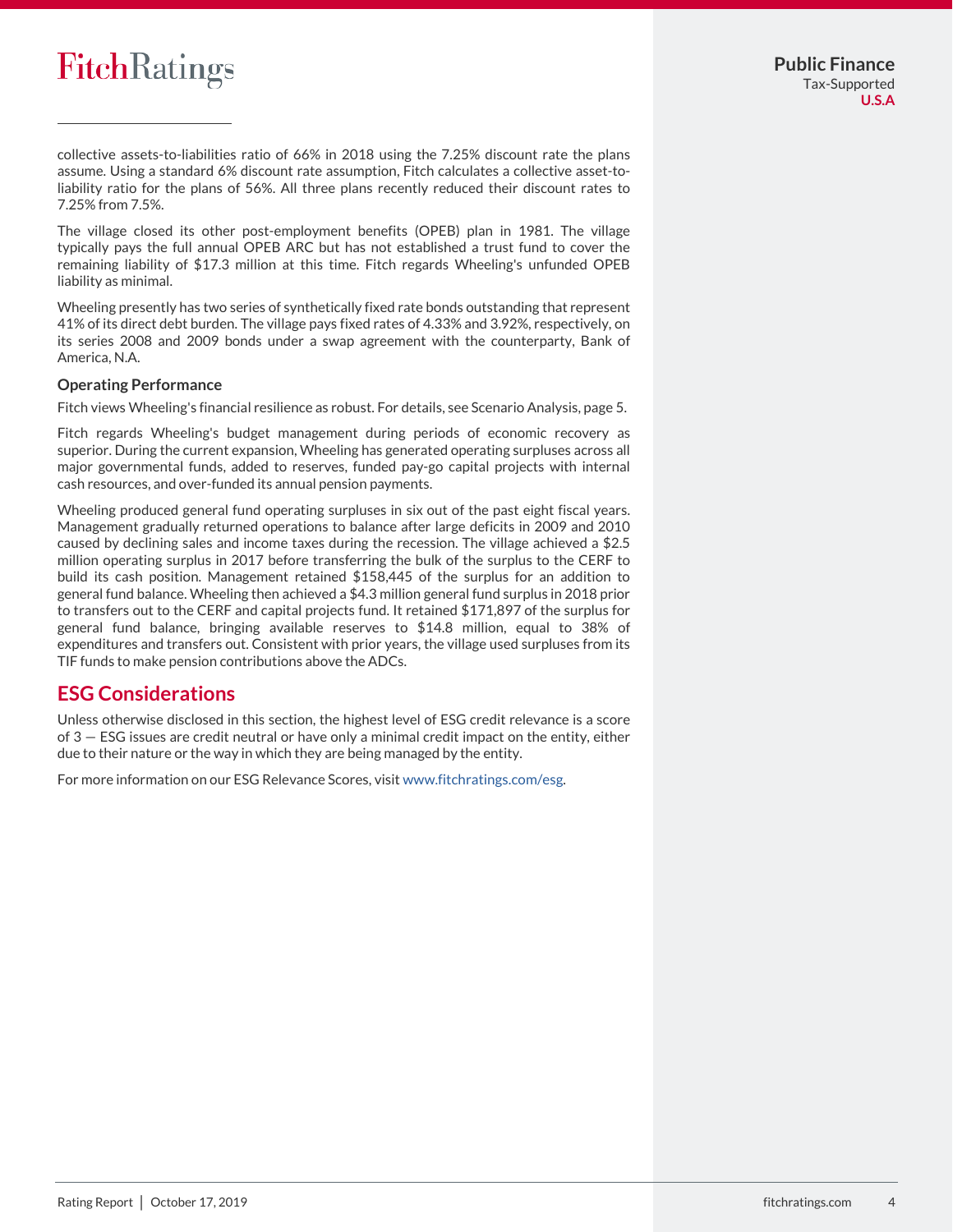collective assets-to-liabilities ratio of 66% in 2018 using the 7.25% discount rate the plans assume. Using a standard 6% discount rate assumption, Fitch calculates a collective asset-to-liability ratio for the plans of 56%. All three plans recently reduced their discount rates to 7.25% from 7.5%.

The village closed its other post-employment benefits (OPEB) plan in 1981. The village typically pays the full annual OPEB ARC but has not established a trust fund to cover the remaining liability of $17.3 million at this time. Fitch regards Wheeling's unfunded OPEB liability as minimal.

Wheeling presently has two series of synthetically fixed rate bonds outstanding that represent 41% of its direct debt burden. The village pays fixed rates of 4.33% and 3.92%, respectively, on its series 2008 and 2009 bonds under a swap agreement with the counterparty, Bank of America, N.A.

### Operating Performance

Fitch views Wheeling's financial resilience as robust. For details, see Scenario Analysis, page 5.

Fitch regards Wheeling's budget management during periods of economic recovery as superior. During the current expansion, Wheeling has generated operating surpluses across all major governmental funds, added to reserves, funded pay-go capital projects with internal cash resources, and over-funded its annual pension payments.

Wheeling produced general fund operating surpluses in six out of the past eight fiscal years. Management gradually returned operations to balance after large deficits in 2009 and 2010 caused by declining sales and income taxes during the recession. The village achieved a $2.5 million operating surplus in 2017 before transferring the bulk of the surplus to the CERF to build its cash position. Management retained $158,445 of the surplus for an addition to general fund balance. Wheeling then achieved a $4.3 million general fund surplus in 2018 prior to transfers out to the CERF and capital projects fund. It retained $171,897 of the surplus for general fund balance, bringing available reserves to $14.8 million, equal to 38% of expenditures and transfers out. Consistent with prior years, the village used surpluses from its TIF funds to make pension contributions above the ADCs.

## ESG Considerations

Unless otherwise disclosed in this section, the highest level of ESG credit relevance is a score of 3 — ESG issues are credit neutral or have only a minimal credit impact on the entity, either due to their nature or the way in which they are being managed by the entity.

For more information on our ESG Relevance Scores, visit www.fitchratings.com/esg.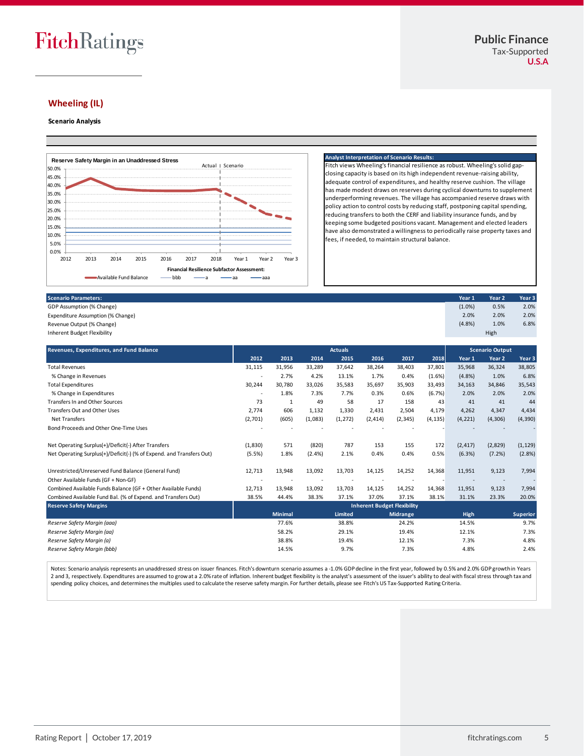## Wheeling (IL)

**Scenario Analysis**

**Reserve Safety Margin in an Unaddressed Stress**

Actual | Scenario

Financial Resilience Subfactor Assessment:

Available Fund Balance — bbb — a — aa — aaa

**Analyst Interpretation of Scenario Results:**

Fitch views Wheeling's financial resilience as robust. Wheeling's solid gap-closing capacity is based on its high independent revenue-raising ability, adequate control of expenditures, and healthy reserve cushion. The village has made modest draws on reserves during cyclical downturns to supplement underperforming revenues. The village has accompanied reserve draws with policy action to control costs by reducing staff, postponing capital spending, reducing transfers to both the CERF and liability insurance funds, and by keeping some budgeted positions vacant. Management and elected leaders have also demonstrated a willingness to periodically raise property taxes and fees, if needed, to maintain structural balance.

| Scenario Parameters: | Year 1 | Year 2 | Year 3 |
|---|---|---|---|
| GDP Assumption (% Change) | (1.0%) | 0.5% | 2.0% |
| Expenditure Assumption (% Change) | 2.0% | 2.0% | 2.0% |
| Revenue Output (% Change) | (4.8%) | 1.0% | 6.8% |
| Inherent Budget Flexibility | | High | |

| Revenues, Expenditures, and Fund Balance | Actuals | | | | | | | Scenario Output | | |
|---|---|---|---|---|---|---|---|---|---|---|
| | 2012 | 2013 | 2014 | 2015 | 2016 | 2017 | 2018 | Year 1 | Year 2 | Year 3 |
| Total Revenues | 31,115 | 31,956 | 33,289 | 37,642 | 38,264 | 38,403 | 37,801 | 35,968 | 36,324 | 38,805 |
| % Change in Revenues | - | 2.7% | 4.2% | 13.1% | 1.7% | 0.4% | (1.6%) | (4.8%) | 1.0% | 6.8% |
| Total Expenditures | 30,244 | 30,780 | 33,026 | 35,583 | 35,697 | 35,903 | 33,493 | 34,163 | 34,846 | 35,543 |
| % Change in Expenditures | - | 1.8% | 7.3% | 7.7% | 0.3% | 0.6% | (6.7%) | 2.0% | 2.0% | 2.0% |
| Transfers In and Other Sources | 73 | 1 | 49 | 58 | 17 | 158 | 43 | 41 | 41 | 44 |
| Transfers Out and Other Uses | 2,774 | 606 | 1,132 | 1,330 | 2,431 | 2,504 | 4,179 | 4,262 | 4,347 | 4,434 |
| Net Transfers | (2,701) | (605) | (1,083) | (1,272) | (2,414) | (2,345) | (4,135) | (4,221) | (4,306) | (4,390) |
| Bond Proceeds and Other One-Time Uses | - | - | - | - | - | - | - | - | - | - |
| | | | | | | | | | | |
| Net Operating Surplus(+)/Deficit(-) After Transfers | (1,830) | 571 | (820) | 787 | 153 | 155 | 172 | (2,417) | (2,829) | (1,129) |
| Net Operating Surplus(+)/Deficit(-) (% of Expend. and Transfers Out) | (5.5%) | 1.8% | (2.4%) | 2.1% | 0.4% | 0.4% | 0.5% | (6.3%) | (7.2%) | (2.8%) |
| | | | | | | | | | | |
| Unrestricted/Unreserved Fund Balance (General Fund) | 12,713 | 13,948 | 13,092 | 13,703 | 14,125 | 14,252 | 14,368 | 11,951 | 9,123 | 7,994 |
| Other Available Funds (GF + Non-GF) | - | - | - | - | - | - | - | - | - | - |
| Combined Available Funds Balance (GF + Other Available Funds) | 12,713 | 13,948 | 13,092 | 13,703 | 14,125 | 14,252 | 14,368 | 11,951 | 9,123 | 7,994 |
| Combined Available Fund Bal. (% of Expend. and Transfers Out) | 38.5% | 44.4% | 38.3% | 37.1% | 37.0% | 37.1% | 38.1% | 31.1% | 23.3% | 20.0% |

| Reserve Safety Margins | Inherent Budget Flexibility | | | | |
|---|---|---|---|---|---|
| | Minimal | Limited | Midrange | High | Superior |
| *Reserve Safety Margin (aaa)* | 77.6% | 38.8% | 24.2% | 14.5% | 9.7% |
| *Reserve Safety Margin (aa)* | 58.2% | 29.1% | 19.4% | 12.1% | 7.3% |
| *Reserve Safety Margin (a)* | 38.8% | 19.4% | 12.1% | 7.3% | 4.8% |
| *Reserve Safety Margin (bbb)* | 14.5% | 9.7% | 7.3% | 4.8% | 2.4% |

Notes: Scenario analysis represents an unaddressed stress on issuer finances. Fitch's downturn scenario assumes a -1.0% GDP decline in the first year, followed by 0.5% and 2.0% GDP growth in Years 2 and 3, respectively. Expenditures are assumed to grow at a 2.0% rate of inflation. Inherent budget flexibility is the analyst's assessment of the issuer's ability to deal with fiscal stress through tax and spending policy choices, and determines the multiples used to calculate the reserve safety margin. For further details, please see Fitch's US Tax-Supported Rating Criteria.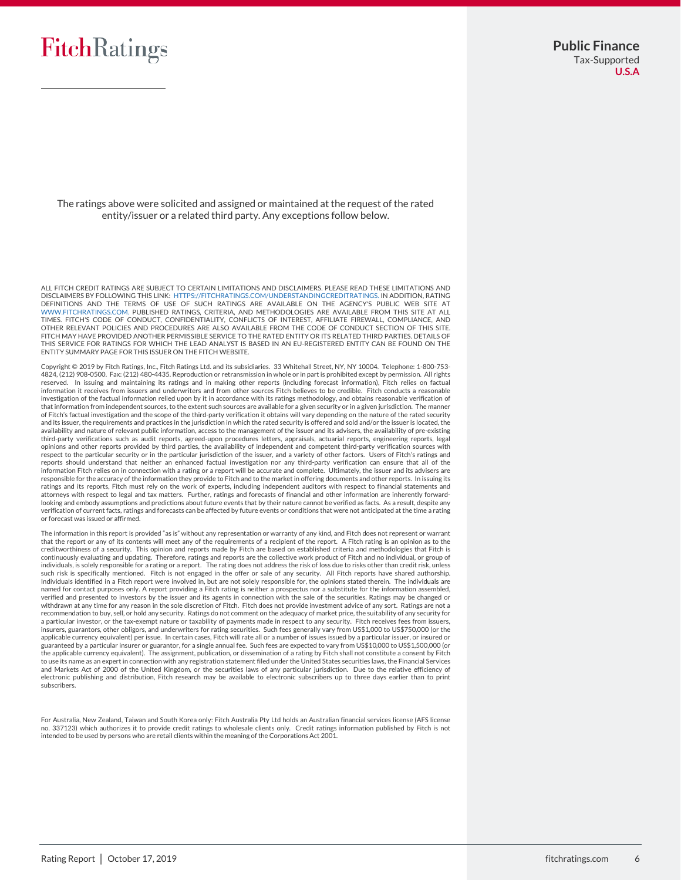The ratings above were solicited and assigned or maintained at the request of the rated entity/issuer or a related third party. Any exceptions follow below.

ALL FITCH CREDIT RATINGS ARE SUBJECT TO CERTAIN LIMITATIONS AND DISCLAIMERS. PLEASE READ THESE LIMITATIONS AND DISCLAIMERS BY FOLLOWING THIS LINK: HTTPS://FITCHRATINGS.COM/UNDERSTANDINGCREDITRATINGS. IN ADDITION, RATING DEFINITIONS AND THE TERMS OF USE OF SUCH RATINGS ARE AVAILABLE ON THE AGENCY'S PUBLIC WEB SITE AT WWW.FITCHRATINGS.COM. PUBLISHED RATINGS, CRITERIA, AND METHODOLOGIES ARE AVAILABLE FROM THIS SITE AT ALL TIMES. FITCH'S CODE OF CONDUCT, CONFIDENTIALITY, CONFLICTS OF INTEREST, AFFILIATE FIREWALL, COMPLIANCE, AND OTHER RELEVANT POLICIES AND PROCEDURES ARE ALSO AVAILABLE FROM THE CODE OF CONDUCT SECTION OF THIS SITE. FITCH MAY HAVE PROVIDED ANOTHER PERMISSIBLE SERVICE TO THE RATED ENTITY OR ITS RELATED THIRD PARTIES. DETAILS OF THIS SERVICE FOR RATINGS FOR WHICH THE LEAD ANALYST IS BASED IN AN EU-REGISTERED ENTITY CAN BE FOUND ON THE ENTITY SUMMARY PAGE FOR THIS ISSUER ON THE FITCH WEBSITE.

Copyright © 2019 by Fitch Ratings, Inc., Fitch Ratings Ltd. and its subsidiaries. 33 Whitehall Street, NY, NY 10004. Telephone: 1-800-753-4824, (212) 908-0500. Fax: (212) 480-4435. Reproduction or retransmission in whole or in part is prohibited except by permission. All rights reserved. In issuing and maintaining its ratings and in making other reports (including forecast information), Fitch relies on factual information it receives from issuers and underwriters and from other sources Fitch believes to be credible. Fitch conducts a reasonable investigation of the factual information relied upon by it in accordance with its ratings methodology, and obtains reasonable verification of that information from independent sources, to the extent such sources are available for a given security or in a given jurisdiction. The manner of Fitch's factual investigation and the scope of the third-party verification it obtains will vary depending on the nature of the rated security and its issuer, the requirements and practices in the jurisdiction in which the rated security is offered and sold and/or the issuer is located, the availability and nature of relevant public information, access to the management of the issuer and its advisers, the availability of pre-existing third-party verifications such as audit reports, agreed-upon procedures letters, appraisals, actuarial reports, engineering reports, legal opinions and other reports provided by third parties, the availability of independent and competent third-party verification sources with respect to the particular security or in the particular jurisdiction of the issuer, and a variety of other factors. Users of Fitch's ratings and reports should understand that neither an enhanced factual investigation nor any third-party verification can ensure that all of the information Fitch relies on in connection with a rating or a report will be accurate and complete. Ultimately, the issuer and its advisers are responsible for the accuracy of the information they provide to Fitch and to the market in offering documents and other reports. In issuing its ratings and its reports, Fitch must rely on the work of experts, including independent auditors with respect to financial statements and attorneys with respect to legal and tax matters. Further, ratings and forecasts of financial and other information are inherently forward-looking and embody assumptions and predictions about future events that by their nature cannot be verified as facts. As a result, despite any verification of current facts, ratings and forecasts can be affected by future events or conditions that were not anticipated at the time a rating or forecast was issued or affirmed.

The information in this report is provided "as is" without any representation or warranty of any kind, and Fitch does not represent or warrant that the report or any of its contents will meet any of the requirements of a recipient of the report. A Fitch rating is an opinion as to the creditworthiness of a security. This opinion and reports made by Fitch are based on established criteria and methodologies that Fitch is continuously evaluating and updating. Therefore, ratings and reports are the collective work product of Fitch and no individual, or group of individuals, is solely responsible for a rating or a report. The rating does not address the risk of loss due to risks other than credit risk, unless such risk is specifically mentioned. Fitch is not engaged in the offer or sale of any security. All Fitch reports have shared authorship. Individuals identified in a Fitch report were involved in, but are not solely responsible for, the opinions stated therein. The individuals are named for contact purposes only. A report providing a Fitch rating is neither a prospectus nor a substitute for the information assembled, verified and presented to investors by the issuer and its agents in connection with the sale of the securities. Ratings may be changed or withdrawn at any time for any reason in the sole discretion of Fitch. Fitch does not provide investment advice of any sort. Ratings are not a recommendation to buy, sell, or hold any security. Ratings do not comment on the adequacy of market price, the suitability of any security for a particular investor, or the tax-exempt nature or taxability of payments made in respect to any security. Fitch receives fees from issuers, insurers, guarantors, other obligors, and underwriters for rating securities. Such fees generally vary from US$1,000 to US$750,000 (or the applicable currency equivalent) per issue. In certain cases, Fitch will rate all or a number of issues issued by a particular issuer, or insured or guaranteed by a particular insurer or guarantor, for a single annual fee. Such fees are expected to vary from US$10,000 to US$1,500,000 (or the applicable currency equivalent). The assignment, publication, or dissemination of a rating by Fitch shall not constitute a consent by Fitch to use its name as an expert in connection with any registration statement filed under the United States securities laws, the Financial Services and Markets Act of 2000 of the United Kingdom, or the securities laws of any particular jurisdiction. Due to the relative efficiency of electronic publishing and distribution, Fitch research may be available to electronic subscribers up to three days earlier than to print subscribers.

For Australia, New Zealand, Taiwan and South Korea only: Fitch Australia Pty Ltd holds an Australian financial services license (AFS license no. 337123) which authorizes it to provide credit ratings to wholesale clients only. Credit ratings information published by Fitch is not intended to be used by persons who are retail clients within the meaning of the Corporations Act 2001.